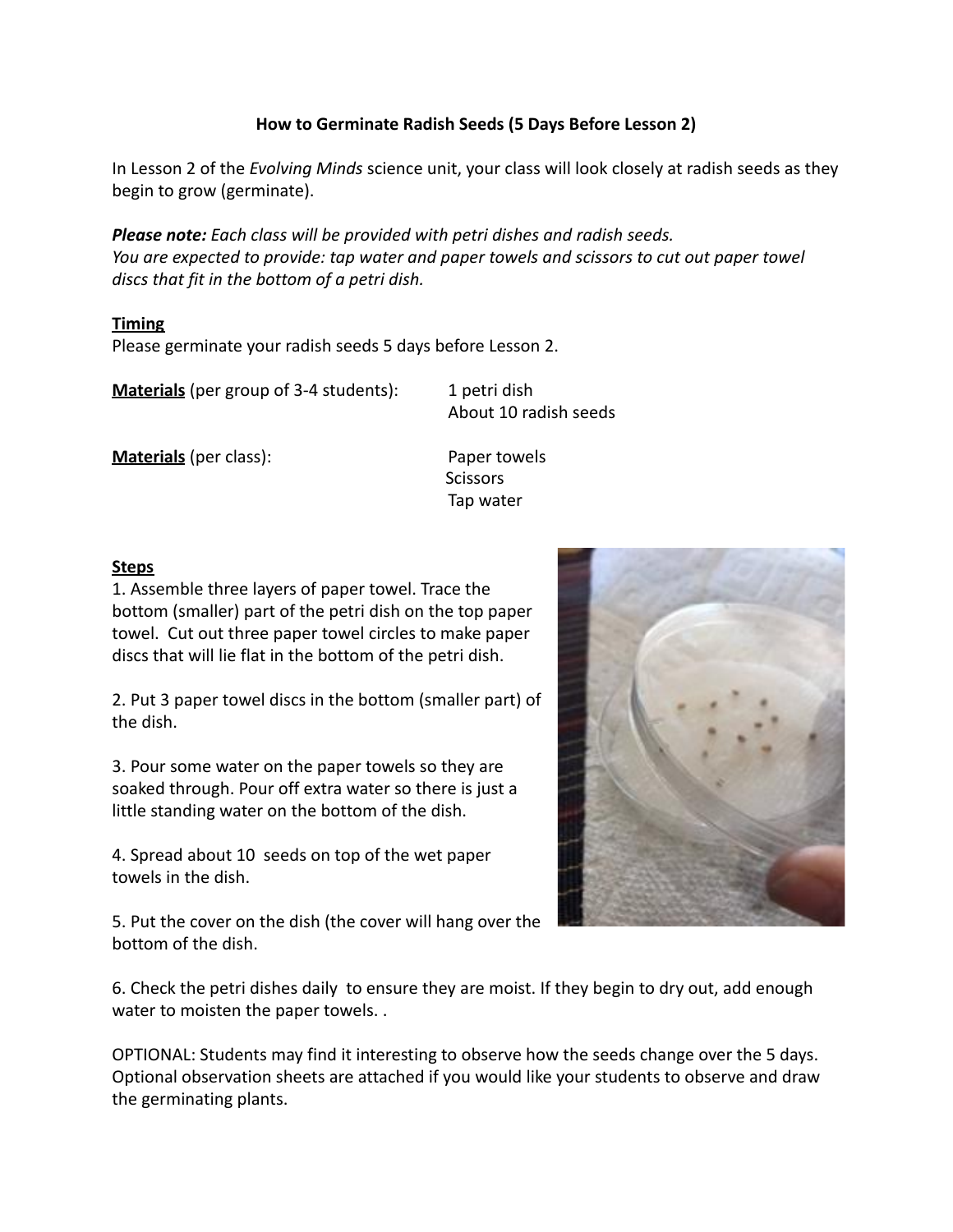# How to Germinate Radish Seeds (5 Days Before Lesson 2)

In Lesson 2 of the *Evolving Minds* science unit, your class will look closely at radish seeds as they begin to grow (germinate).

***Please note:*** *Each class will be provided with petri dishes and radish seeds.*
*You are expected to provide: tap water and paper towels and scissors to cut out paper towel discs that fit in the bottom of a petri dish.*

**Timing**

Please germinate your radish seeds 5 days before Lesson 2.

**Materials** (per group of 3-4 students):
- 1 petri dish
- About 10 radish seeds

**Materials** (per class):
- Paper towels
- Scissors
- Tap water

**Steps**

1. Assemble three layers of paper towel. Trace the bottom (smaller) part of the petri dish on the top paper towel. Cut out three paper towel circles to make paper discs that will lie flat in the bottom of the petri dish.

2. Put 3 paper towel discs in the bottom (smaller part) of the dish.

3. Pour some water on the paper towels so they are soaked through. Pour off extra water so there is just a little standing water on the bottom of the dish.

4. Spread about 10 seeds on top of the wet paper towels in the dish.

5. Put the cover on the dish (the cover will hang over the bottom of the dish.

6. Check the petri dishes daily to ensure they are moist. If they begin to dry out, add enough water to moisten the paper towels. .

OPTIONAL: Students may find it interesting to observe how the seeds change over the 5 days. Optional observation sheets are attached if you would like your students to observe and draw the germinating plants.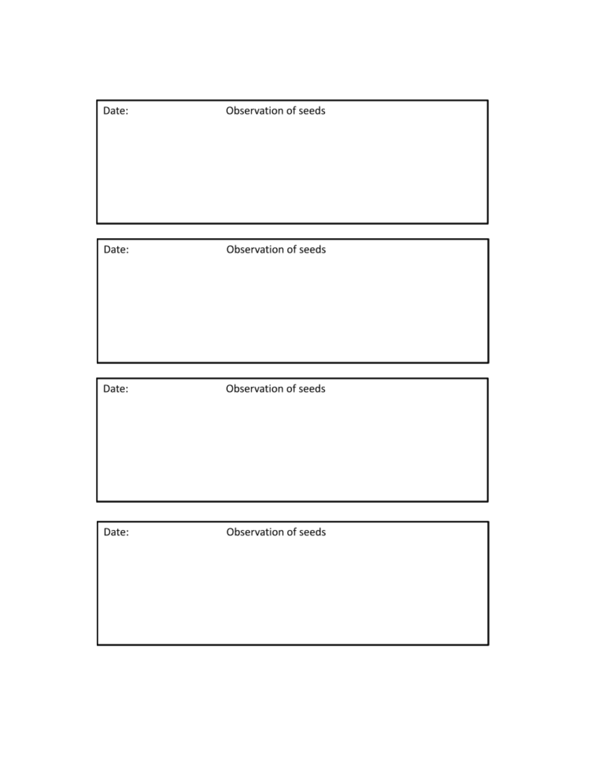Date: Observation of seeds

Date: Observation of seeds

Date: Observation of seeds

Date: Observation of seeds